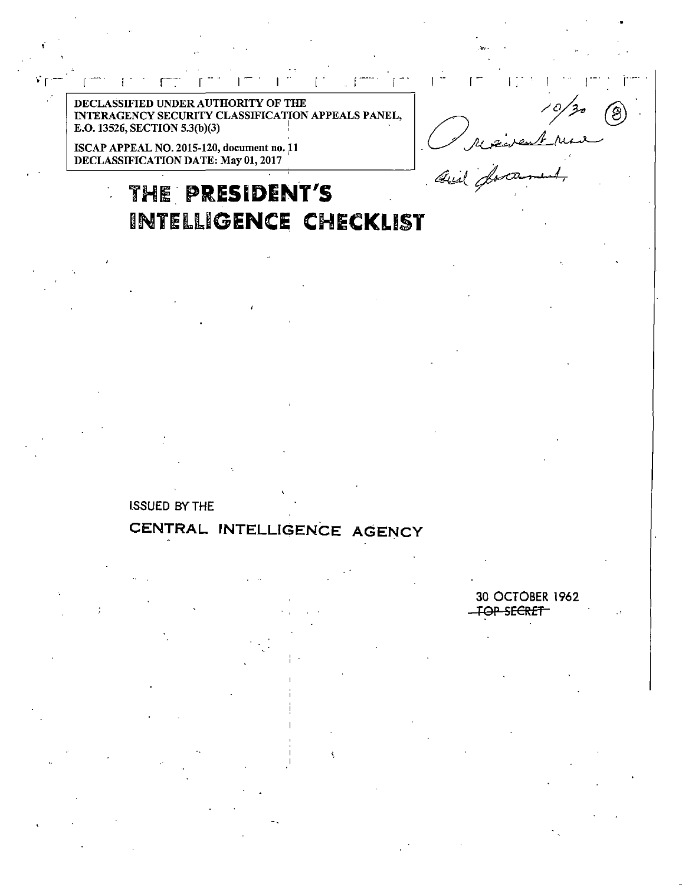DECLASSIFIED UNDER AUTHORITY OF THE INTERAGENCY SECURITY CLASSIFICATION APPEALS PANEL, E.O. 13526, SECTION 5.3(b)(3)

ISCAP APPEAL NO. 2015-120, document no. 11
DECLASSIFICATION DATE: May 01, 2017

10/30 (8)
President read
Cuba document.

# THE PRESIDENT'S INTELLIGENCE CHECKLIST

ISSUED BY THE

## CENTRAL INTELLIGENCE AGENCY

30 OCTOBER 1962
~~TOP SECRET~~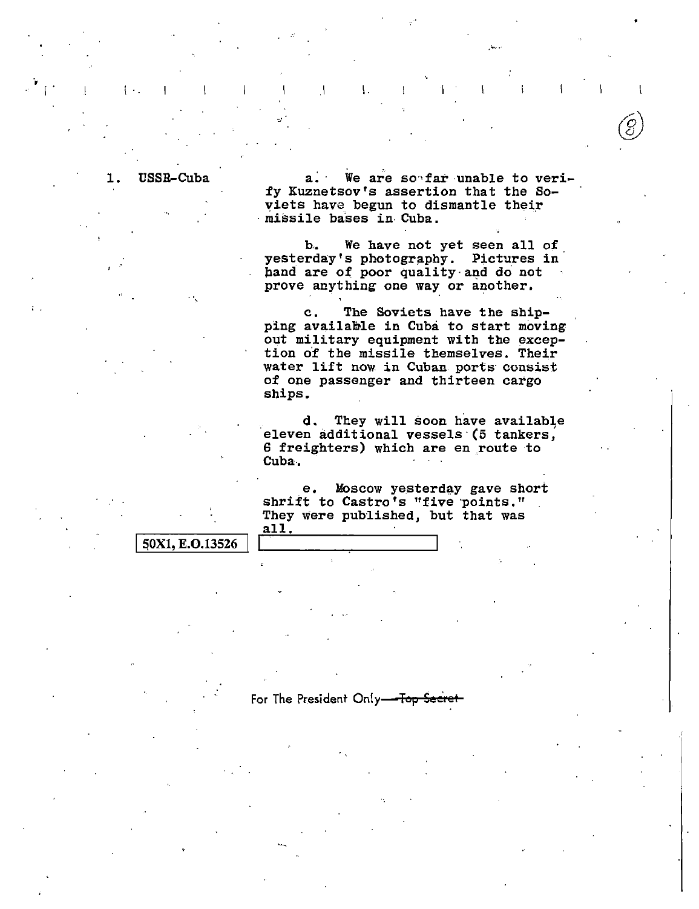1. USSR-Cuba

a. We are so far unable to verify Kuznetsov's assertion that the Soviets have begun to dismantle their missile bases in Cuba.

b. We have not yet seen all of yesterday's photography. Pictures in hand are of poor quality and do not prove anything one way or another.

c. The Soviets have the shipping available in Cuba to start moving out military equipment with the exception of the missile themselves. Their water lift now in Cuban ports consist of one passenger and thirteen cargo ships.

d. They will soon have available eleven additional vessels (5 tankers, 6 freighters) which are en route to Cuba.

e. Moscow yesterday gave short shrift to Castro's "five points." They were published, but that was all.

50X1, E.O.13526

For The President Only—~~Top Secret~~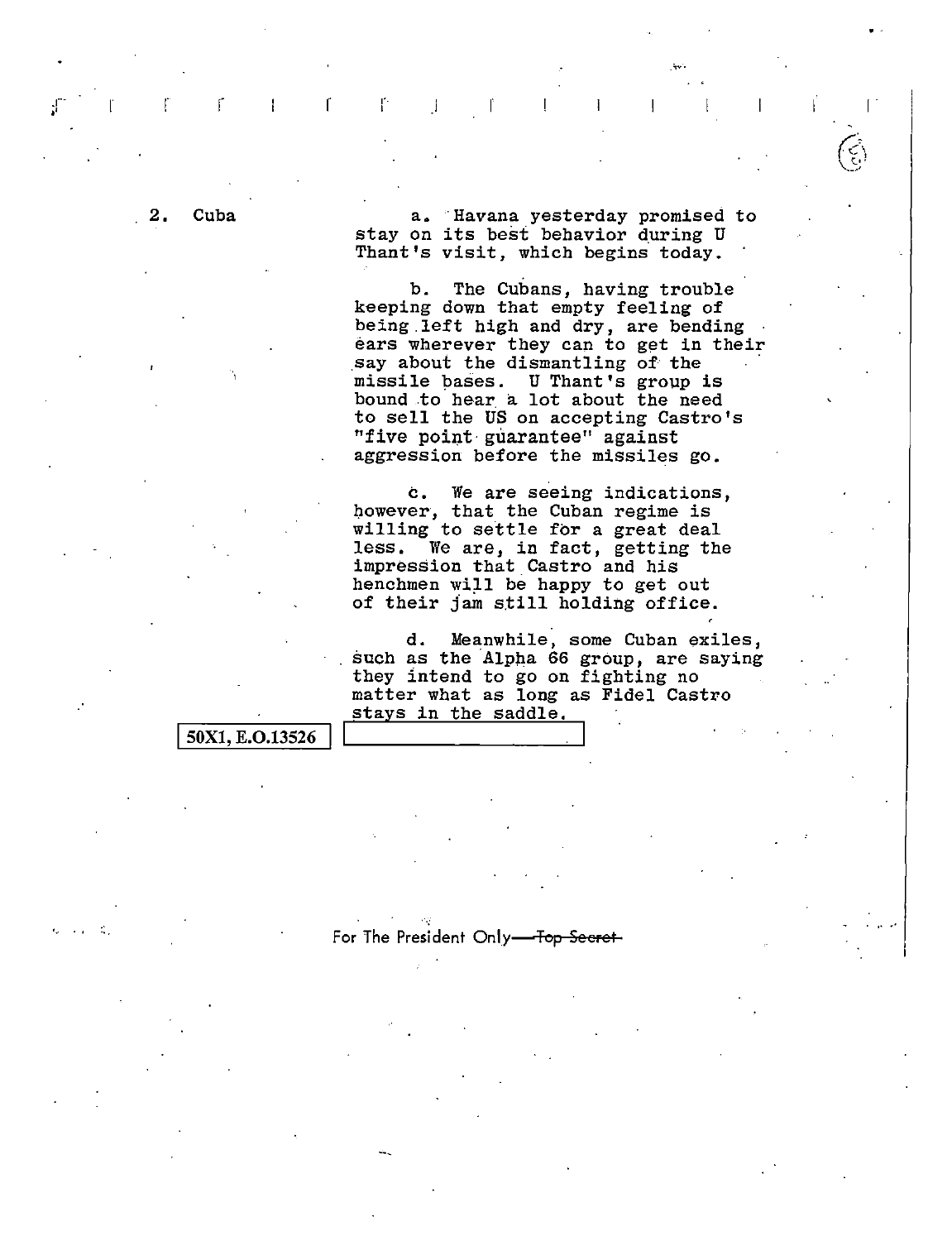2. Cuba

a. Havana yesterday promised to stay on its best behavior during U Thant's visit, which begins today.

b. The Cubans, having trouble keeping down that empty feeling of being left high and dry, are bending ears wherever they can to get in their say about the dismantling of the missile bases. U Thant's group is bound to hear a lot about the need to sell the US on accepting Castro's "five point guarantee" against aggression before the missiles go.

c. We are seeing indications, however, that the Cuban regime is willing to settle for a great deal less. We are, in fact, getting the impression that Castro and his henchmen will be happy to get out of their jam still holding office.

d. Meanwhile, some Cuban exiles, such as the Alpha 66 group, are saying they intend to go on fighting no matter what as long as Fidel Castro stays in the saddle.

50X1, E.O.13526

For The President Only—~~Top Secret~~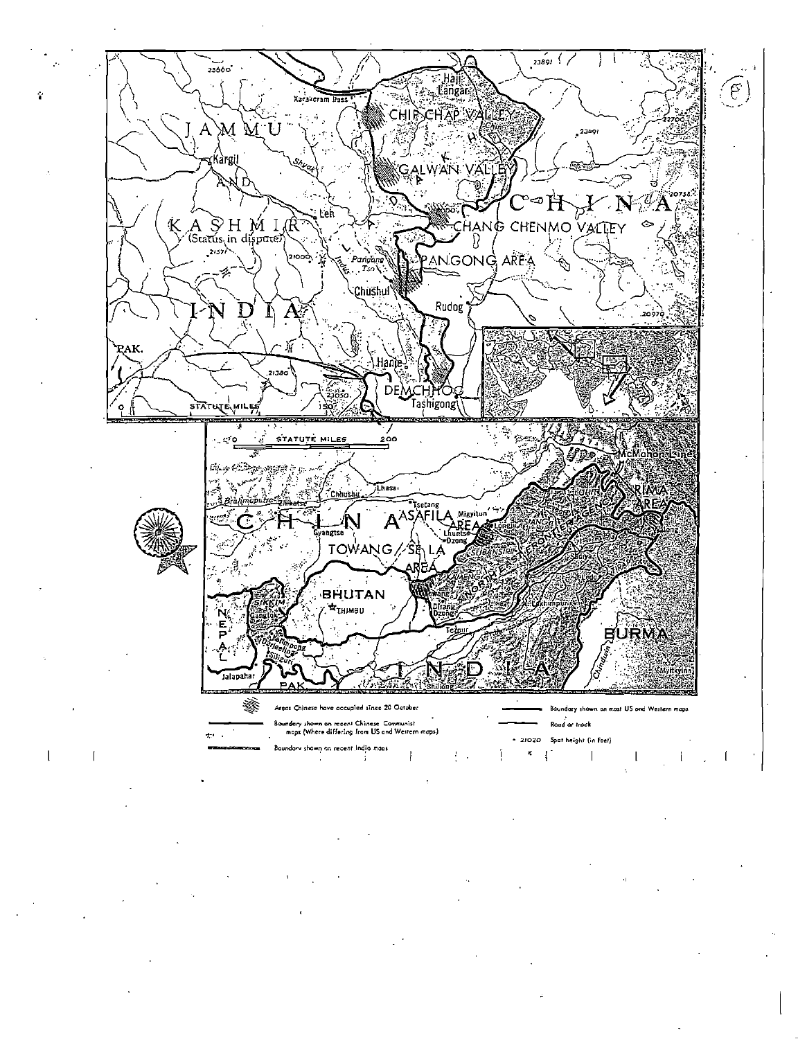| | |
|---|---|
| Areas Chinese have occupied since 20 October | Boundary shown on most US and Western maps |
| Boundary shown on recent Chinese Communist maps (Where differing from US and Western maps) | Road or track |
| Boundary shown on recent India maps | • 21020 Spot height (in Feet) |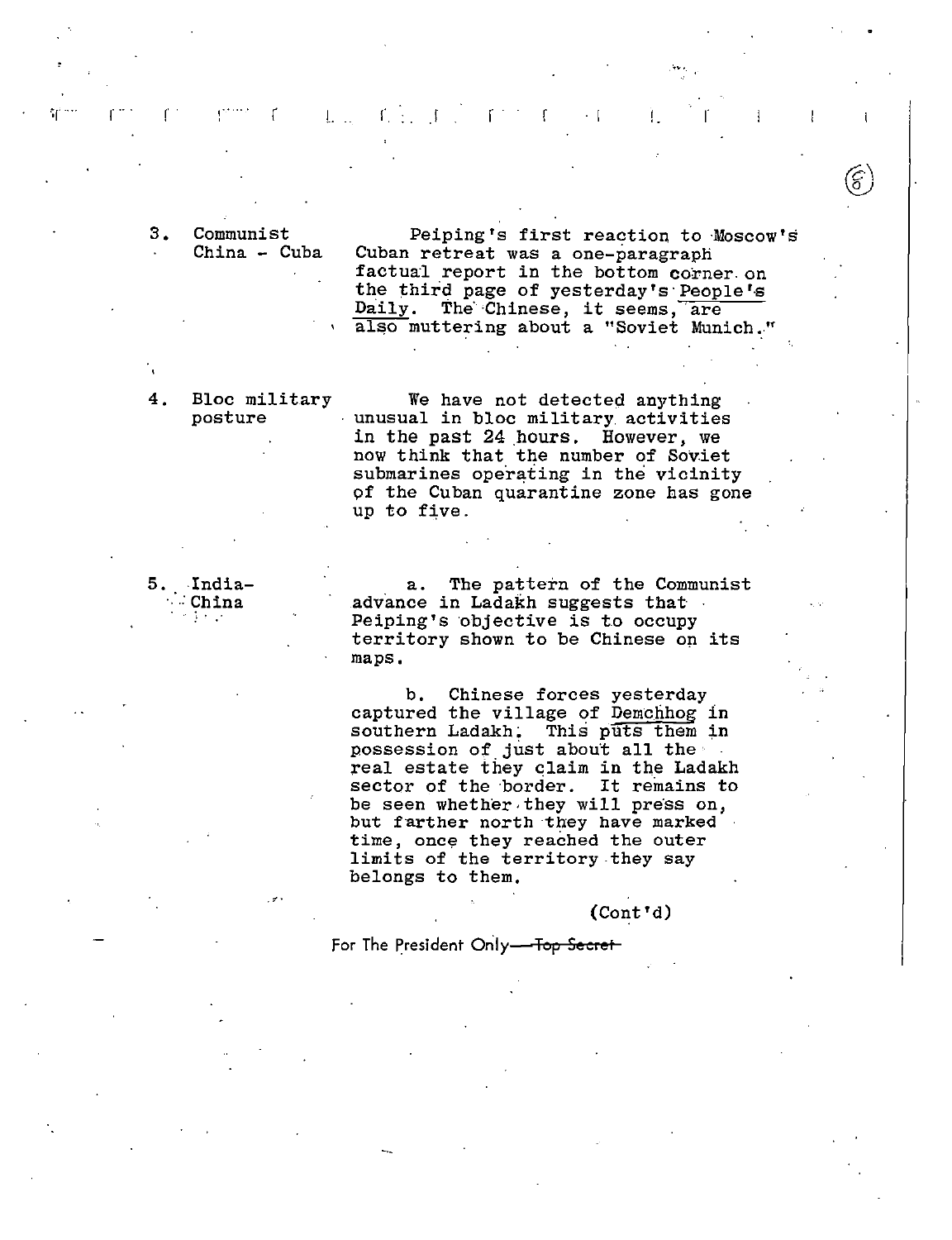**3. Communist China - Cuba**

Peiping's first reaction to Moscow's Cuban retreat was a one-paragraph factual report in the bottom corner on the third page of yesterday's People's Daily. The Chinese, it seems, are also muttering about a "Soviet Munich."

**4. Bloc military posture**

We have not detected anything unusual in bloc military activities in the past 24 hours. However, we now think that the number of Soviet submarines operating in the vicinity of the Cuban quarantine zone has gone up to five.

**5. India-China**

a. The pattern of the Communist advance in Ladakh suggests that Peiping's objective is to occupy territory shown to be Chinese on its maps.

b. Chinese forces yesterday captured the village of Demchhog in southern Ladakh. This puts them in possession of just about all the real estate they claim in the Ladakh sector of the border. It remains to be seen whether they will press on, but farther north they have marked time, once they reached the outer limits of the territory they say belongs to them.

(Cont'd)

For The President Only—~~Top Secret~~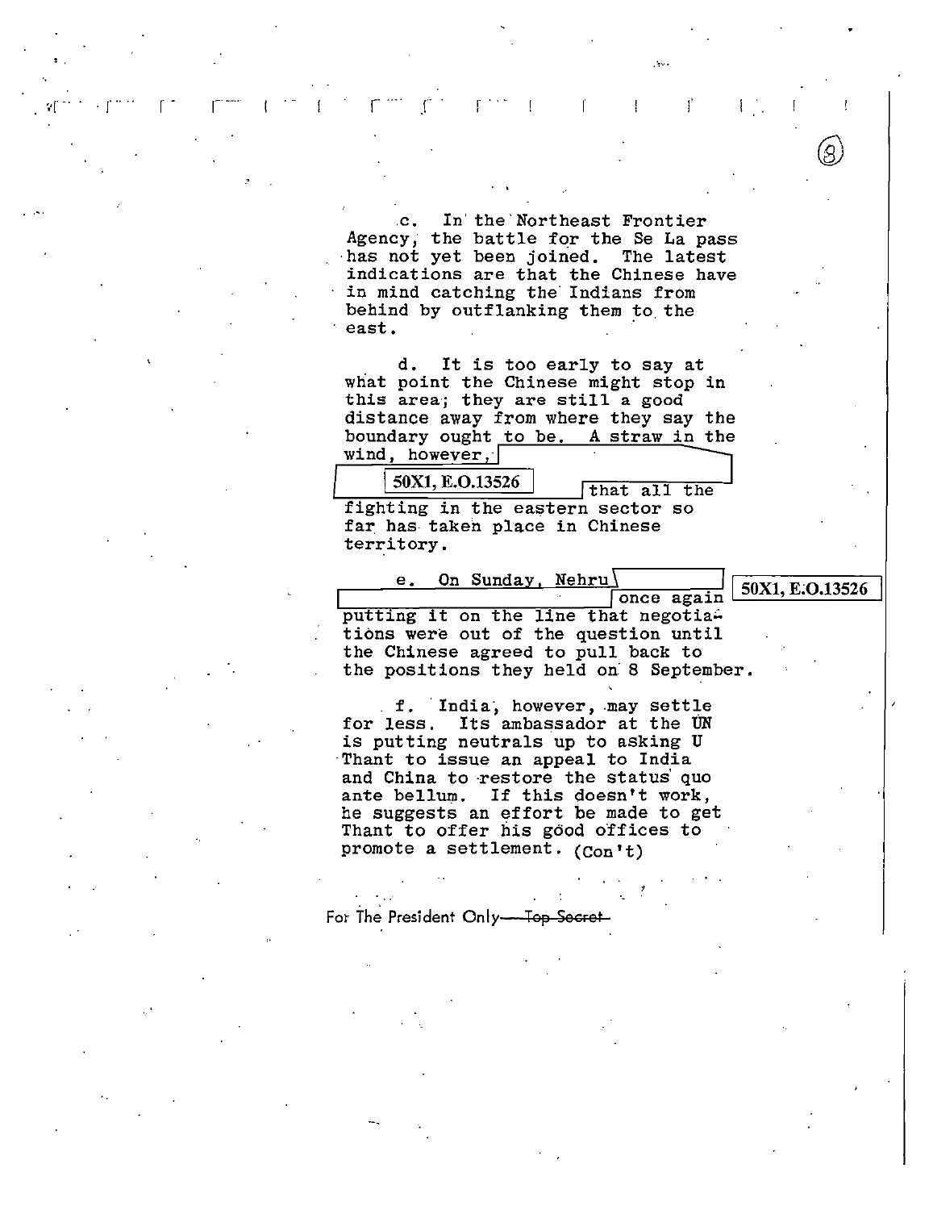c. In the Northeast Frontier Agency, the battle for the Se La pass has not yet been joined. The latest indications are that the Chinese have in mind catching the Indians from behind by outflanking them to the east.

d. It is too early to say at what point the Chinese might stop in this area; they are still a good distance away from where they say the boundary ought to be. A straw in the wind, however, [50X1, E.O.13526] that all the fighting in the eastern sector so far has taken place in Chinese territory.

e. On Sunday, Nehru [50X1, E.O.13526] once again putting it on the line that negotiations were out of the question until the Chinese agreed to pull back to the positions they held on 8 September.

f. India, however, may settle for less. Its ambassador at the UN is putting neutrals up to asking U Thant to issue an appeal to India and China to restore the status quo ante bellum. If this doesn't work, he suggests an effort be made to get Thant to offer his good offices to promote a settlement. (Con't)

For The President Only ~~Top Secret~~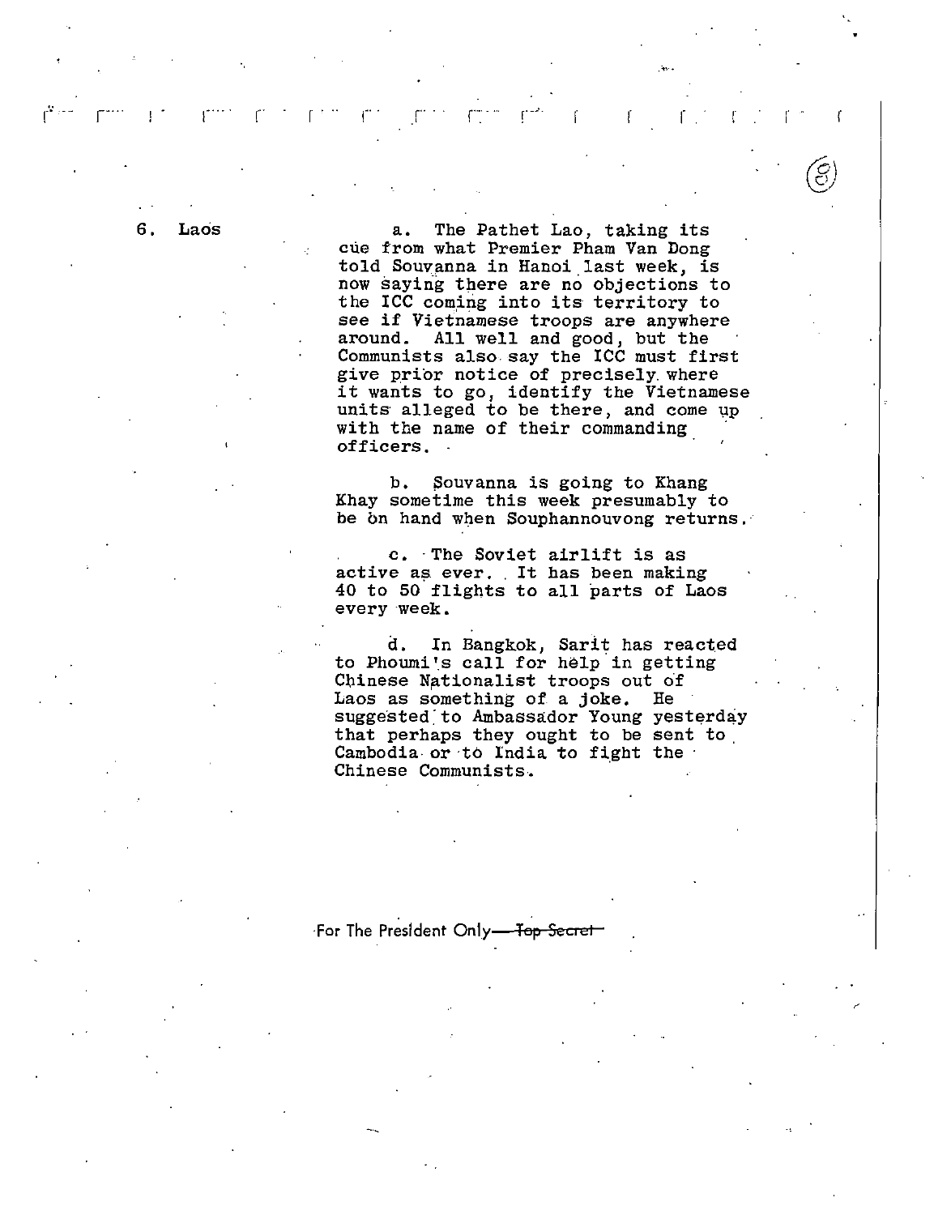6. Laos

a. The Pathet Lao, taking its cue from what Premier Pham Van Dong told Souvanna in Hanoi last week, is now saying there are no objections to the ICC coming into its territory to see if Vietnamese troops are anywhere around. All well and good, but the Communists also say the ICC must first give prior notice of precisely where it wants to go, identify the Vietnamese units alleged to be there, and come up with the name of their commanding officers.

b. Souvanna is going to Khang Khay sometime this week presumably to be on hand when Souphannouvong returns.

c. The Soviet airlift is as active as ever. It has been making 40 to 50 flights to all parts of Laos every week.

d. In Bangkok, Sarit has reacted to Phoumi's call for help in getting Chinese Nationalist troops out of Laos as something of a joke. He suggested to Ambassador Young yesterday that perhaps they ought to be sent to Cambodia or to India to fight the Chinese Communists.

For The President Only—~~Top Secret~~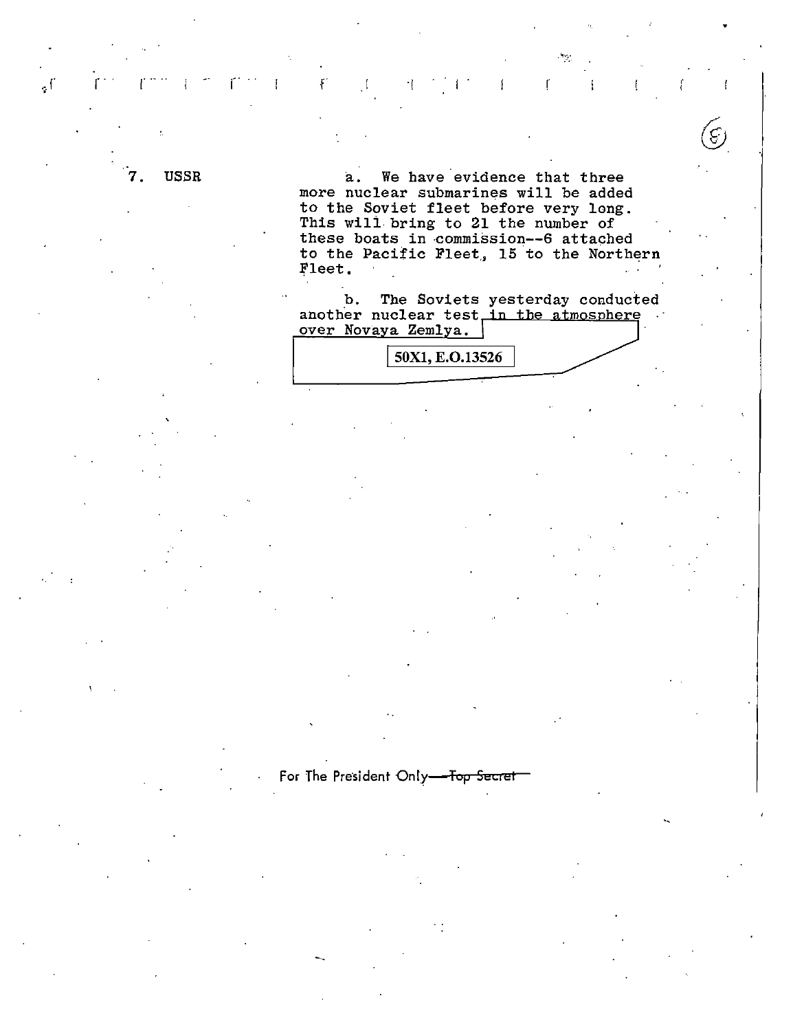7. USSR

a. We have evidence that three more nuclear submarines will be added to the Soviet fleet before very long. This will bring to 21 the number of these boats in commission--6 attached to the Pacific Fleet, 15 to the Northern Fleet.

b. The Soviets yesterday conducted another nuclear test in the atmosphere over Novaya Zemlya.

50X1, E.O.13526

For The President Only—~~Top Secret~~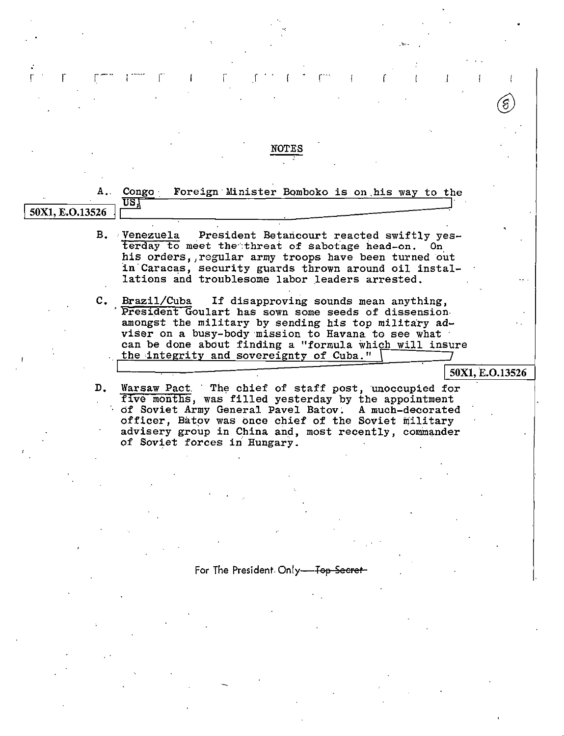## NOTES

A. Congo Foreign Minister Bomboko is on his way to the US.

50X1, E.O.13526

B. Venezuela President Betancourt reacted swiftly yesterday to meet the threat of sabotage head-on. On his orders, regular army troops have been turned out in Caracas, security guards thrown around oil installations and troublesome labor leaders arrested.

C. Brazil/Cuba If disapproving sounds mean anything, President Goulart has sown some seeds of dissension amongst the military by sending his top military adviser on a busy-body mission to Havana to see what can be done about finding a "formula which will insure the integrity and sovereignty of Cuba."

50X1, E.O.13526

D. Warsaw Pact The chief of staff post, unoccupied for five months, was filled yesterday by the appointment of Soviet Army General Pavel Batov. A much-decorated officer, Batov was once chief of the Soviet military advisery group in China and, most recently, commander of Soviet forces in Hungary.

For The President Only ~~Top Secret~~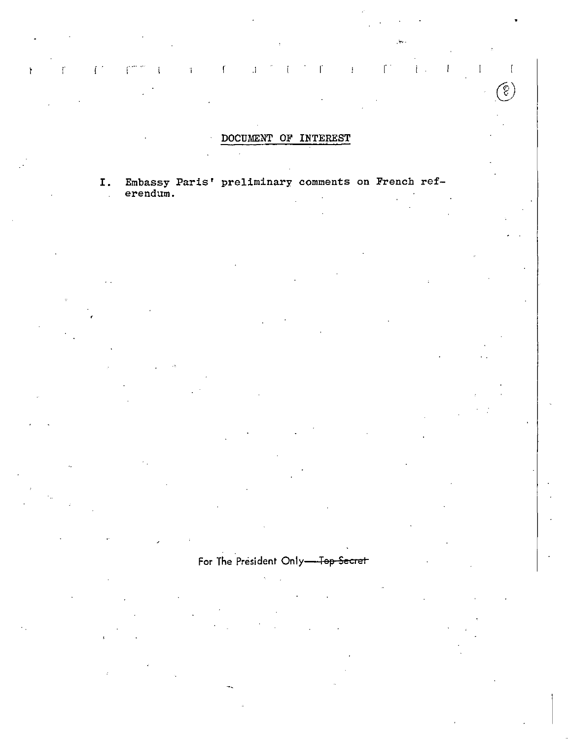## DOCUMENT OF INTEREST

I. Embassy Paris' preliminary comments on French referendum.

For The President Only—~~Top Secret~~